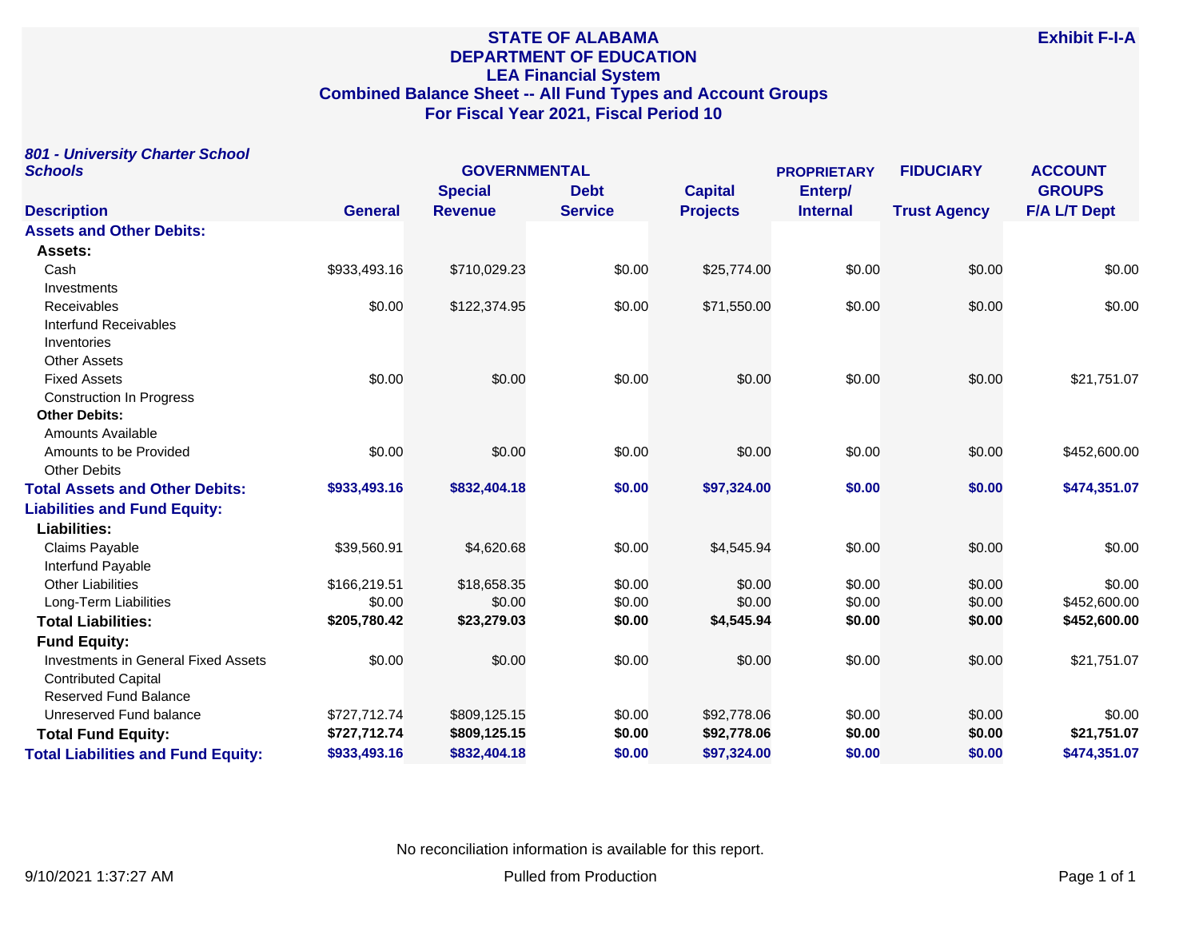# STATE OF ALABAMA
# DEPARTMENT OF EDUCATION
## LEA Financial System
## Combined Balance Sheet -- All Fund Types and Account Groups
## For Fiscal Year 2021, Fiscal Period 10

**Exhibit F-I-A**

***801 - University Charter School Schools***

| Description | GOVERNMENTAL | | | | PROPRIETARY | FIDUCIARY | ACCOUNT GROUPS |
|---|---|---|---|---|---|---|---|
| | General | Special Revenue | Debt Service | Capital Projects | Enterp/ Internal | Trust Agency | F/A L/T Dept |
| **Assets and Other Debits:** | | | | | | | |
| **Assets:** | | | | | | | |
| Cash | $933,493.16 | $710,029.23 | $0.00 | $25,774.00 | $0.00 | $0.00 | $0.00 |
| Investments | | | | | | | |
| Receivables | $0.00 | $122,374.95 | $0.00 | $71,550.00 | $0.00 | $0.00 | $0.00 |
| Interfund Receivables | | | | | | | |
| Inventories | | | | | | | |
| Other Assets | | | | | | | |
| Fixed Assets | $0.00 | $0.00 | $0.00 | $0.00 | $0.00 | $0.00 | $21,751.07 |
| Construction In Progress | | | | | | | |
| **Other Debits:** | | | | | | | |
| Amounts Available | | | | | | | |
| Amounts to be Provided | $0.00 | $0.00 | $0.00 | $0.00 | $0.00 | $0.00 | $452,600.00 |
| Other Debits | | | | | | | |
| **Total Assets and Other Debits:** | **$933,493.16** | **$832,404.18** | **$0.00** | **$97,324.00** | **$0.00** | **$0.00** | **$474,351.07** |
| **Liabilities and Fund Equity:** | | | | | | | |
| **Liabilities:** | | | | | | | |
| Claims Payable | $39,560.91 | $4,620.68 | $0.00 | $4,545.94 | $0.00 | $0.00 | $0.00 |
| Interfund Payable | | | | | | | |
| Other Liabilities | $166,219.51 | $18,658.35 | $0.00 | $0.00 | $0.00 | $0.00 | $0.00 |
| Long-Term Liabilities | $0.00 | $0.00 | $0.00 | $0.00 | $0.00 | $0.00 | $452,600.00 |
| **Total Liabilities:** | **$205,780.42** | **$23,279.03** | **$0.00** | **$4,545.94** | **$0.00** | **$0.00** | **$452,600.00** |
| **Fund Equity:** | | | | | | | |
| Investments in General Fixed Assets | $0.00 | $0.00 | $0.00 | $0.00 | $0.00 | $0.00 | $21,751.07 |
| Contributed Capital | | | | | | | |
| Reserved Fund Balance | | | | | | | |
| Unreserved Fund balance | $727,712.74 | $809,125.15 | $0.00 | $92,778.06 | $0.00 | $0.00 | $0.00 |
| **Total Fund Equity:** | **$727,712.74** | **$809,125.15** | **$0.00** | **$92,778.06** | **$0.00** | **$0.00** | **$21,751.07** |
| **Total Liabilities and Fund Equity:** | **$933,493.16** | **$832,404.18** | **$0.00** | **$97,324.00** | **$0.00** | **$0.00** | **$474,351.07** |

No reconciliation information is available for this report.

9/10/2021 1:37:27 AM — Pulled from Production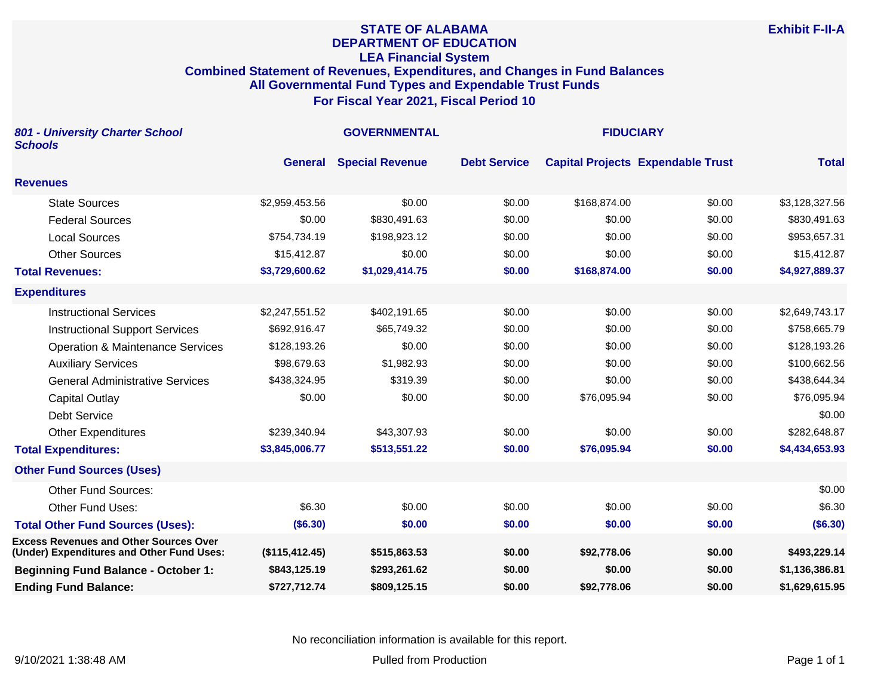# STATE OF ALABAMA
## DEPARTMENT OF EDUCATION
## LEA Financial System
### Combined Statement of Revenues, Expenditures, and Changes in Fund Balances
### All Governmental Fund Types and Expendable Trust Funds
### For Fiscal Year 2021, Fiscal Period 10

**Exhibit F-II-A**

| *801 - University Charter School Schools* | GOVERNMENTAL | | | | FIDUCIARY | |
|---|---|---|---|---|---|---|
| | **General** | **Special Revenue** | **Debt Service** | **Capital Projects** | **Expendable Trust** | **Total** |
| **Revenues** | | | | | | |
| State Sources | $2,959,453.56 | $0.00 | $0.00 | $168,874.00 | $0.00 | $3,128,327.56 |
| Federal Sources | $0.00 | $830,491.63 | $0.00 | $0.00 | $0.00 | $830,491.63 |
| Local Sources | $754,734.19 | $198,923.12 | $0.00 | $0.00 | $0.00 | $953,657.31 |
| Other Sources | $15,412.87 | $0.00 | $0.00 | $0.00 | $0.00 | $15,412.87 |
| **Total Revenues:** | **$3,729,600.62** | **$1,029,414.75** | **$0.00** | **$168,874.00** | **$0.00** | **$4,927,889.37** |
| **Expenditures** | | | | | | |
| Instructional Services | $2,247,551.52 | $402,191.65 | $0.00 | $0.00 | $0.00 | $2,649,743.17 |
| Instructional Support Services | $692,916.47 | $65,749.32 | $0.00 | $0.00 | $0.00 | $758,665.79 |
| Operation & Maintenance Services | $128,193.26 | $0.00 | $0.00 | $0.00 | $0.00 | $128,193.26 |
| Auxiliary Services | $98,679.63 | $1,982.93 | $0.00 | $0.00 | $0.00 | $100,662.56 |
| General Administrative Services | $438,324.95 | $319.39 | $0.00 | $0.00 | $0.00 | $438,644.34 |
| Capital Outlay | $0.00 | $0.00 | $0.00 | $76,095.94 | $0.00 | $76,095.94 |
| Debt Service | | | | | | $0.00 |
| Other Expenditures | $239,340.94 | $43,307.93 | $0.00 | $0.00 | $0.00 | $282,648.87 |
| **Total Expenditures:** | **$3,845,006.77** | **$513,551.22** | **$0.00** | **$76,095.94** | **$0.00** | **$4,434,653.93** |
| **Other Fund Sources (Uses)** | | | | | | |
| Other Fund Sources: | | | | | | $0.00 |
| Other Fund Uses: | $6.30 | $0.00 | $0.00 | $0.00 | $0.00 | $6.30 |
| **Total Other Fund Sources (Uses):** | **($6.30)** | **$0.00** | **$0.00** | **$0.00** | **$0.00** | **($6.30)** |
| **Excess Revenues and Other Sources Over (Under) Expenditures and Other Fund Uses:** | **($115,412.45)** | **$515,863.53** | **$0.00** | **$92,778.06** | **$0.00** | **$493,229.14** |
| **Beginning Fund Balance - October 1:** | **$843,125.19** | **$293,261.62** | **$0.00** | **$0.00** | **$0.00** | **$1,136,386.81** |
| **Ending Fund Balance:** | **$727,712.74** | **$809,125.15** | **$0.00** | **$92,778.06** | **$0.00** | **$1,629,615.95** |

No reconciliation information is available for this report.

9/10/2021 1:38:48 AM — Pulled from Production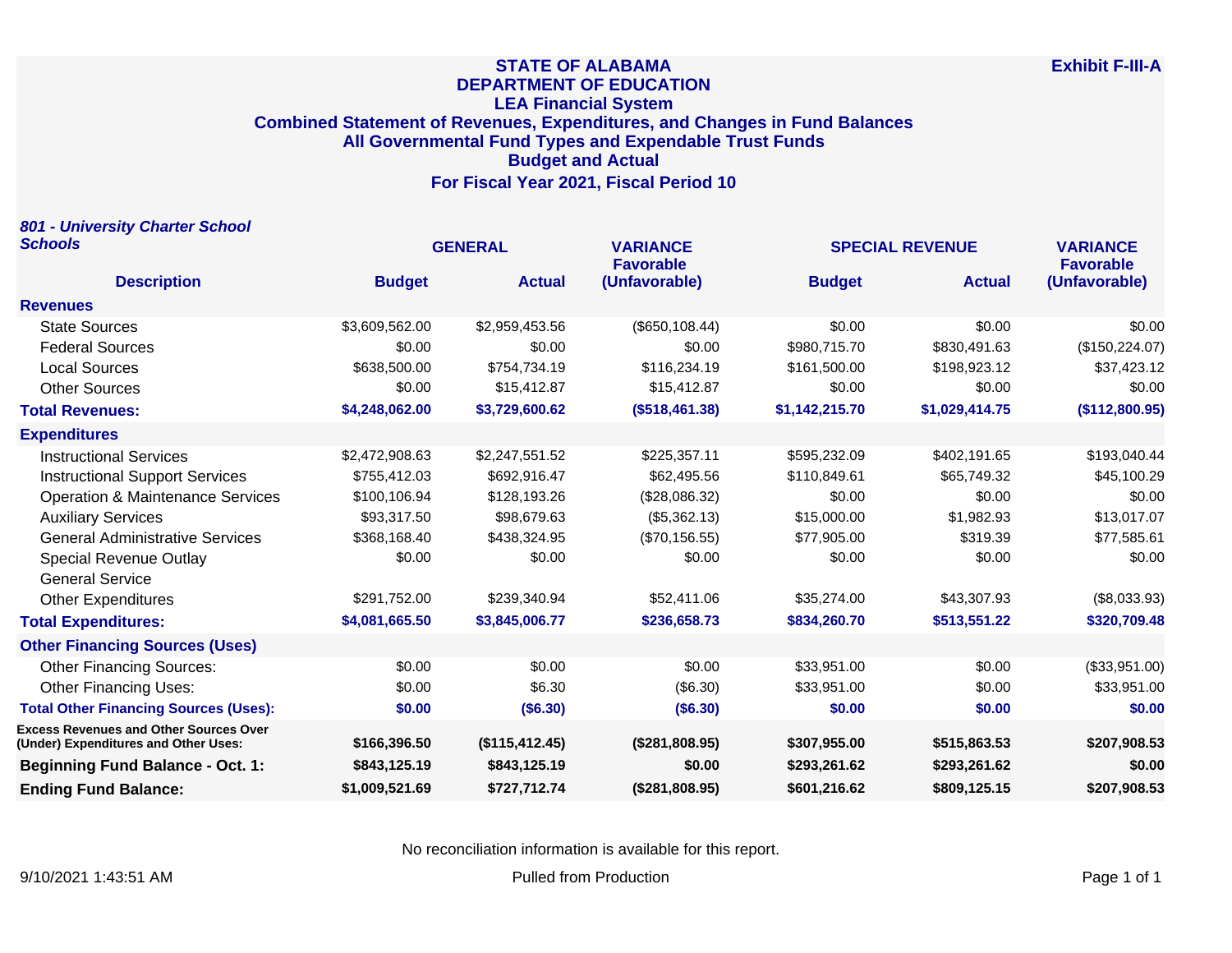# STATE OF ALABAMA
## DEPARTMENT OF EDUCATION
## LEA Financial System
## Combined Statement of Revenues, Expenditures, and Changes in Fund Balances
## All Governmental Fund Types and Expendable Trust Funds
## Budget and Actual
## For Fiscal Year 2021, Fiscal Period 10

**Exhibit F-III-A**

***801 - University Charter School Schools***

| Description | GENERAL Budget | GENERAL Actual | VARIANCE Favorable (Unfavorable) | SPECIAL REVENUE Budget | SPECIAL REVENUE Actual | VARIANCE Favorable (Unfavorable) |
|---|---|---|---|---|---|---|
| **Revenues** | | | | | | |
| State Sources | $3,609,562.00 | $2,959,453.56 | ($650,108.44) | $0.00 | $0.00 | $0.00 |
| Federal Sources | $0.00 | $0.00 | $0.00 | $980,715.70 | $830,491.63 | ($150,224.07) |
| Local Sources | $638,500.00 | $754,734.19 | $116,234.19 | $161,500.00 | $198,923.12 | $37,423.12 |
| Other Sources | $0.00 | $15,412.87 | $15,412.87 | $0.00 | $0.00 | $0.00 |
| **Total Revenues:** | **$4,248,062.00** | **$3,729,600.62** | **($518,461.38)** | **$1,142,215.70** | **$1,029,414.75** | **($112,800.95)** |
| **Expenditures** | | | | | | |
| Instructional Services | $2,472,908.63 | $2,247,551.52 | $225,357.11 | $595,232.09 | $402,191.65 | $193,040.44 |
| Instructional Support Services | $755,412.03 | $692,916.47 | $62,495.56 | $110,849.61 | $65,749.32 | $45,100.29 |
| Operation & Maintenance Services | $100,106.94 | $128,193.26 | ($28,086.32) | $0.00 | $0.00 | $0.00 |
| Auxiliary Services | $93,317.50 | $98,679.63 | ($5,362.13) | $15,000.00 | $1,982.93 | $13,017.07 |
| General Administrative Services | $368,168.40 | $438,324.95 | ($70,156.55) | $77,905.00 | $319.39 | $77,585.61 |
| Special Revenue Outlay | $0.00 | $0.00 | $0.00 | $0.00 | $0.00 | $0.00 |
| General Service | | | | | | |
| Other Expenditures | $291,752.00 | $239,340.94 | $52,411.06 | $35,274.00 | $43,307.93 | ($8,033.93) |
| **Total Expenditures:** | **$4,081,665.50** | **$3,845,006.77** | **$236,658.73** | **$834,260.70** | **$513,551.22** | **$320,709.48** |
| **Other Financing Sources (Uses)** | | | | | | |
| Other Financing Sources: | $0.00 | $0.00 | $0.00 | $33,951.00 | $0.00 | ($33,951.00) |
| Other Financing Uses: | $0.00 | $6.30 | ($6.30) | $33,951.00 | $0.00 | $33,951.00 |
| **Total Other Financing Sources (Uses):** | **$0.00** | **($6.30)** | **($6.30)** | **$0.00** | **$0.00** | **$0.00** |
| **Excess Revenues and Other Sources Over (Under) Expenditures and Other Uses:** | **$166,396.50** | **($115,412.45)** | **($281,808.95)** | **$307,955.00** | **$515,863.53** | **$207,908.53** |
| **Beginning Fund Balance - Oct. 1:** | **$843,125.19** | **$843,125.19** | **$0.00** | **$293,261.62** | **$293,261.62** | **$0.00** |
| **Ending Fund Balance:** | **$1,009,521.69** | **$727,712.74** | **($281,808.95)** | **$601,216.62** | **$809,125.15** | **$207,908.53** |

No reconciliation information is available for this report.

9/10/2021 1:43:51 AM

Pulled from Production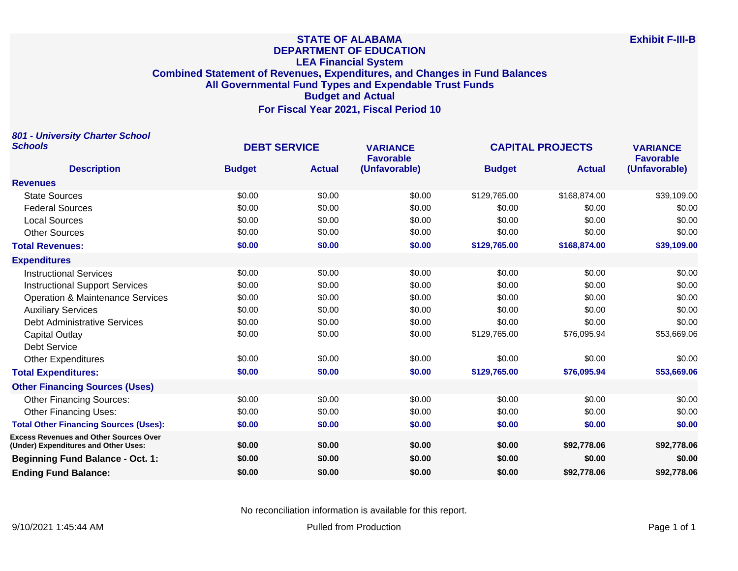**Exhibit F-III-B**

# STATE OF ALABAMA
## DEPARTMENT OF EDUCATION
## LEA Financial System
## Combined Statement of Revenues, Expenditures, and Changes in Fund Balances
## All Governmental Fund Types and Expendable Trust Funds
## Budget and Actual
## For Fiscal Year 2021, Fiscal Period 10

***801 - University Charter School Schools***

| Description | DEBT SERVICE Budget | DEBT SERVICE Actual | VARIANCE Favorable (Unfavorable) | CAPITAL PROJECTS Budget | CAPITAL PROJECTS Actual | VARIANCE Favorable (Unfavorable) |
|---|---|---|---|---|---|---|
| **Revenues** | | | | | | |
| State Sources | $0.00 | $0.00 | $0.00 | $129,765.00 | $168,874.00 | $39,109.00 |
| Federal Sources | $0.00 | $0.00 | $0.00 | $0.00 | $0.00 | $0.00 |
| Local Sources | $0.00 | $0.00 | $0.00 | $0.00 | $0.00 | $0.00 |
| Other Sources | $0.00 | $0.00 | $0.00 | $0.00 | $0.00 | $0.00 |
| **Total Revenues:** | **$0.00** | **$0.00** | **$0.00** | **$129,765.00** | **$168,874.00** | **$39,109.00** |
| **Expenditures** | | | | | | |
| Instructional Services | $0.00 | $0.00 | $0.00 | $0.00 | $0.00 | $0.00 |
| Instructional Support Services | $0.00 | $0.00 | $0.00 | $0.00 | $0.00 | $0.00 |
| Operation & Maintenance Services | $0.00 | $0.00 | $0.00 | $0.00 | $0.00 | $0.00 |
| Auxiliary Services | $0.00 | $0.00 | $0.00 | $0.00 | $0.00 | $0.00 |
| Debt Administrative Services | $0.00 | $0.00 | $0.00 | $0.00 | $0.00 | $0.00 |
| Capital Outlay | $0.00 | $0.00 | $0.00 | $129,765.00 | $76,095.94 | $53,669.06 |
| Debt Service | | | | | | |
| Other Expenditures | $0.00 | $0.00 | $0.00 | $0.00 | $0.00 | $0.00 |
| **Total Expenditures:** | **$0.00** | **$0.00** | **$0.00** | **$129,765.00** | **$76,095.94** | **$53,669.06** |
| **Other Financing Sources (Uses)** | | | | | | |
| Other Financing Sources: | $0.00 | $0.00 | $0.00 | $0.00 | $0.00 | $0.00 |
| Other Financing Uses: | $0.00 | $0.00 | $0.00 | $0.00 | $0.00 | $0.00 |
| **Total Other Financing Sources (Uses):** | **$0.00** | **$0.00** | **$0.00** | **$0.00** | **$0.00** | **$0.00** |
| **Excess Revenues and Other Sources Over (Under) Expenditures and Other Uses:** | **$0.00** | **$0.00** | **$0.00** | **$0.00** | **$92,778.06** | **$92,778.06** |
| **Beginning Fund Balance - Oct. 1:** | **$0.00** | **$0.00** | **$0.00** | **$0.00** | **$0.00** | **$0.00** |
| **Ending Fund Balance:** | **$0.00** | **$0.00** | **$0.00** | **$0.00** | **$92,778.06** | **$92,778.06** |

No reconciliation information is available for this report.

9/10/2021 1:45:44 AM

Pulled from Production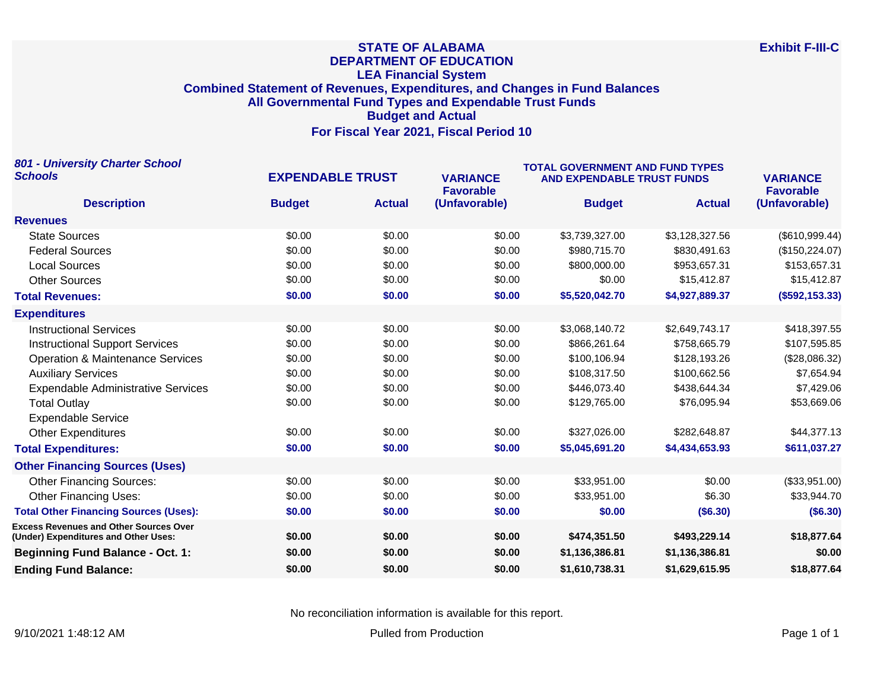**STATE OF ALABAMA**
**DEPARTMENT OF EDUCATION**
**LEA Financial System**
**Combined Statement of Revenues, Expenditures, and Changes in Fund Balances**
**All Governmental Fund Types and Expendable Trust Funds**
**Budget and Actual**
**For Fiscal Year 2021, Fiscal Period 10**

**Exhibit F-III-C**

***801 - University Charter School Schools***

| | EXPENDABLE TRUST | | VARIANCE | TOTAL GOVERNMENT AND FUND TYPES AND EXPENDABLE TRUST FUNDS | | VARIANCE |
|---|---|---|---|---|---|---|
| **Description** | **Budget** | **Actual** | **Favorable (Unfavorable)** | **Budget** | **Actual** | **Favorable (Unfavorable)** |
| **Revenues** | | | | | | |
| State Sources | $0.00 | $0.00 | $0.00 | $3,739,327.00 | $3,128,327.56 | ($610,999.44) |
| Federal Sources | $0.00 | $0.00 | $0.00 | $980,715.70 | $830,491.63 | ($150,224.07) |
| Local Sources | $0.00 | $0.00 | $0.00 | $800,000.00 | $953,657.31 | $153,657.31 |
| Other Sources | $0.00 | $0.00 | $0.00 | $0.00 | $15,412.87 | $15,412.87 |
| **Total Revenues:** | **$0.00** | **$0.00** | **$0.00** | **$5,520,042.70** | **$4,927,889.37** | **($592,153.33)** |
| **Expenditures** | | | | | | |
| Instructional Services | $0.00 | $0.00 | $0.00 | $3,068,140.72 | $2,649,743.17 | $418,397.55 |
| Instructional Support Services | $0.00 | $0.00 | $0.00 | $866,261.64 | $758,665.79 | $107,595.85 |
| Operation & Maintenance Services | $0.00 | $0.00 | $0.00 | $100,106.94 | $128,193.26 | ($28,086.32) |
| Auxiliary Services | $0.00 | $0.00 | $0.00 | $108,317.50 | $100,662.56 | $7,654.94 |
| Expendable Administrative Services | $0.00 | $0.00 | $0.00 | $446,073.40 | $438,644.34 | $7,429.06 |
| Total Outlay | $0.00 | $0.00 | $0.00 | $129,765.00 | $76,095.94 | $53,669.06 |
| Expendable Service | | | | | | |
| Other Expenditures | $0.00 | $0.00 | $0.00 | $327,026.00 | $282,648.87 | $44,377.13 |
| **Total Expenditures:** | **$0.00** | **$0.00** | **$0.00** | **$5,045,691.20** | **$4,434,653.93** | **$611,037.27** |
| **Other Financing Sources (Uses)** | | | | | | |
| Other Financing Sources: | $0.00 | $0.00 | $0.00 | $33,951.00 | $0.00 | ($33,951.00) |
| Other Financing Uses: | $0.00 | $0.00 | $0.00 | $33,951.00 | $6.30 | $33,944.70 |
| **Total Other Financing Sources (Uses):** | **$0.00** | **$0.00** | **$0.00** | **$0.00** | **($6.30)** | **($6.30)** |
| **Excess Revenues and Other Sources Over (Under) Expenditures and Other Uses:** | **$0.00** | **$0.00** | **$0.00** | **$474,351.50** | **$493,229.14** | **$18,877.64** |
| **Beginning Fund Balance - Oct. 1:** | **$0.00** | **$0.00** | **$0.00** | **$1,136,386.81** | **$1,136,386.81** | **$0.00** |
| **Ending Fund Balance:** | **$0.00** | **$0.00** | **$0.00** | **$1,610,738.31** | **$1,629,615.95** | **$18,877.64** |

No reconciliation information is available for this report.

9/10/2021 1:48:12 AM Pulled from Production